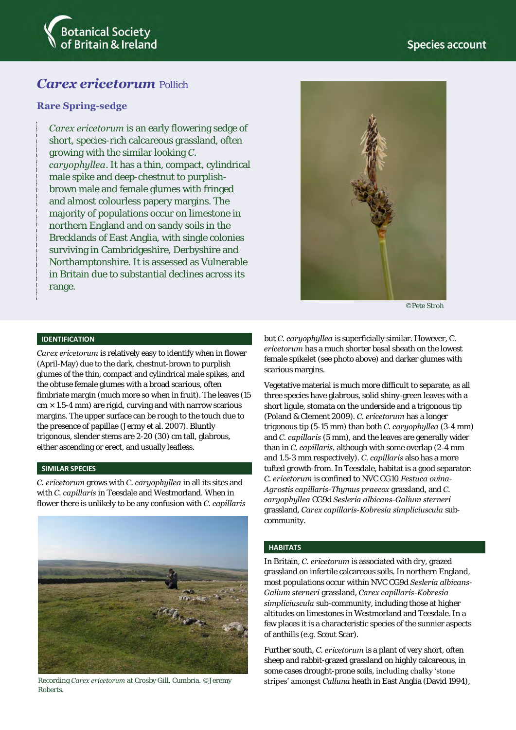# *Carex ericetorum* Pollich

## Rare Spring-sedge

*Carex ericetorum* is an early flowering sedge of short, species-rich calcareous grassland, often growing with the similar looking *C. caryophyllea*. It has a thin, compact, cylindrical male spike and deep-chestnut to purplish-brown male and female glumes with fringed and almost colourless papery margins. The majority of populations occur on limestone in northern England and on sandy soils in the Brecklands of East Anglia, with single colonies surviving in Cambridgeshire, Derbyshire and Northamptonshire. It is assessed as Vulnerable in Britain due to substantial declines across its range.

©Pete Stroh

### IDENTIFICATION

*Carex ericetorum* is relatively easy to identify when in flower (April-May) due to the dark, chestnut-brown to purplish glumes of the thin, compact and cylindrical male spikes, and the obtuse female glumes with a broad scarious, often fimbriate margin (much more so when in fruit). The leaves (15 cm × 1.5-4 mm) are rigid, curving and with narrow scarious margins. The upper surface can be rough to the touch due to the presence of papillae (Jermy et al. 2007). Bluntly trigonous, slender stems are 2-20 (30) cm tall, glabrous, either ascending or erect, and usually leafless.

### SIMILAR SPECIES

*C. ericetorum* grows with *C. caryophyllea* in all its sites and with *C. capillaris* in Teesdale and Westmorland. When in flower there is unlikely to be any confusion with *C. capillaris* but *C. caryophyllea* is superficially similar. However, C. *ericetorum* has a much shorter basal sheath on the lowest female spikelet (see photo above) and darker glumes with scarious margins.

Recording *Carex ericetorum* at Crosby Gill, Cumbria. ©Jeremy Roberts.

Vegetative material is much more difficult to separate, as all three species have glabrous, solid shiny-green leaves with a short ligule, stomata on the underside and a trigonous tip (Poland & Clement 2009). *C. ericetorum* has a longer trigonous tip (5-15 mm) than both *C. caryophyllea* (3-4 mm) and *C. capillaris* (5 mm), and the leaves are generally wider than in *C. capillaris*, although with some overlap (2-4 mm and 1.5-3 mm respectively). *C. capillaris* also has a more tufted growth-from. In Teesdale, habitat is a good separator: *C. ericetorum* is confined to NVC CG10 *Festuca ovina-Agrostis capillaris-Thymus praecox* grassland, and *C. caryophyllea* CG9d *Sesleria albicans-Galium sterneri* grassland, *Carex capillaris-Kobresia simpliciuscula* sub-community.

### HABITATS

In Britain, *C. ericetorum* is associated with dry, grazed grassland on infertile calcareous soils. In northern England, most populations occur within NVC CG9d *Sesleria albicans-Galium sterneri* grassland, *Carex capillaris-Kobresia simpliciuscula* sub-community, including those at higher altitudes on limestones in Westmorland and Teesdale. In a few places it is a characteristic species of the sunnier aspects of anthills (e.g. Scout Scar).

Further south, *C. ericetorum* is a plant of very short, often sheep and rabbit-grazed grassland on highly calcareous, in some cases drought-prone soils, including chalky 'stone stripes' amongst *Calluna* heath in East Anglia (David 1994),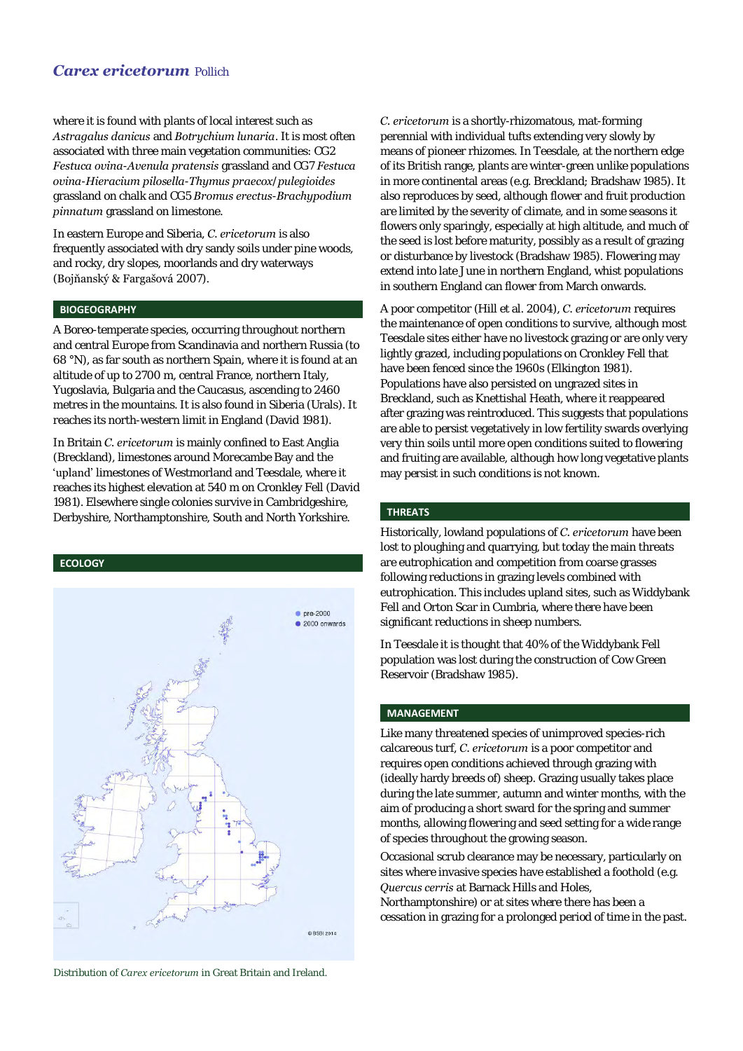where it is found with plants of local interest such as *Astragalus danicus* and *Botrychium lunaria*. It is most often associated with three main vegetation communities: CG2 *Festuca ovina-Avenula pratensis* grassland and CG7 *Festuca ovina-Hieracium pilosella-Thymus praecox/pulegioides* grassland on chalk and CG5 *Bromus erectus-Brachypodium pinnatum* grassland on limestone.

In eastern Europe and Siberia, *C. ericetorum* is also frequently associated with dry sandy soils under pine woods, and rocky, dry slopes, moorlands and dry waterways (Bojňanský & Fargašová 2007).

## BIOGEOGRAPHY

A Boreo-temperate species, occurring throughout northern and central Europe from Scandinavia and northern Russia (to 68 °N), as far south as northern Spain, where it is found at an altitude of up to 2700 m, central France, northern Italy, Yugoslavia, Bulgaria and the Caucasus, ascending to 2460 metres in the mountains. It is also found in Siberia (Urals). It reaches its north-western limit in England (David 1981).

In Britain *C. ericetorum* is mainly confined to East Anglia (Breckland), limestones around Morecambe Bay and the 'upland' limestones of Westmorland and Teesdale, where it reaches its highest elevation at 540 m on Cronkley Fell (David 1981). Elsewhere single colonies survive in Cambridgeshire, Derbyshire, Northamptonshire, South and North Yorkshire.

## ECOLOGY

Distribution of *Carex ericetorum* in Great Britain and Ireland.

*C. ericetorum* is a shortly-rhizomatous, mat-forming perennial with individual tufts extending very slowly by means of pioneer rhizomes. In Teesdale, at the northern edge of its British range, plants are winter-green unlike populations in more continental areas (e.g. Breckland; Bradshaw 1985). It also reproduces by seed, although flower and fruit production are limited by the severity of climate, and in some seasons it flowers only sparingly, especially at high altitude, and much of the seed is lost before maturity, possibly as a result of grazing or disturbance by livestock (Bradshaw 1985). Flowering may extend into late June in northern England, whilst populations in southern England can flower from March onwards.

A poor competitor (Hill et al. 2004), *C. ericetorum* requires the maintenance of open conditions to survive, although most Teesdale sites either have no livestock grazing or are only very lightly grazed, including populations on Cronkley Fell that have been fenced since the 1960s (Elkington 1981). Populations have also persisted on ungrazed sites in Breckland, such as Knettishall Heath, where it reappeared after grazing was reintroduced. This suggests that populations are able to persist vegetatively in low fertility swards overlying very thin soils until more open conditions suited to flowering and fruiting are available, although how long vegetative plants may persist in such conditions is not known.

## THREATS

Historically, lowland populations of *C. ericetorum* have been lost to ploughing and quarrying, but today the main threats are eutrophication and competition from coarse grasses following reductions in grazing levels combined with eutrophication. This includes upland sites, such as Widdybank Fell and Orton Scar in Cumbria, where there have been significant reductions in sheep numbers.

In Teesdale it is thought that 40% of the Widdybank Fell population was lost during the construction of Cow Green Reservoir (Bradshaw 1985).

## MANAGEMENT

Like many threatened species of unimproved species-rich calcareous turf, *C. ericetorum* is a poor competitor and requires open conditions achieved through grazing with (ideally hardy breeds of) sheep. Grazing usually takes place during the late summer, autumn and winter months, with the aim of producing a short sward for the spring and summer months, allowing flowering and seed setting for a wide range of species throughout the growing season.

Occasional scrub clearance may be necessary, particularly on sites where invasive species have established a foothold (e.g. *Quercus cerris* at Barnack Hills and Holes, Northamptonshire) or at sites where there has been a cessation in grazing for a prolonged period of time in the past.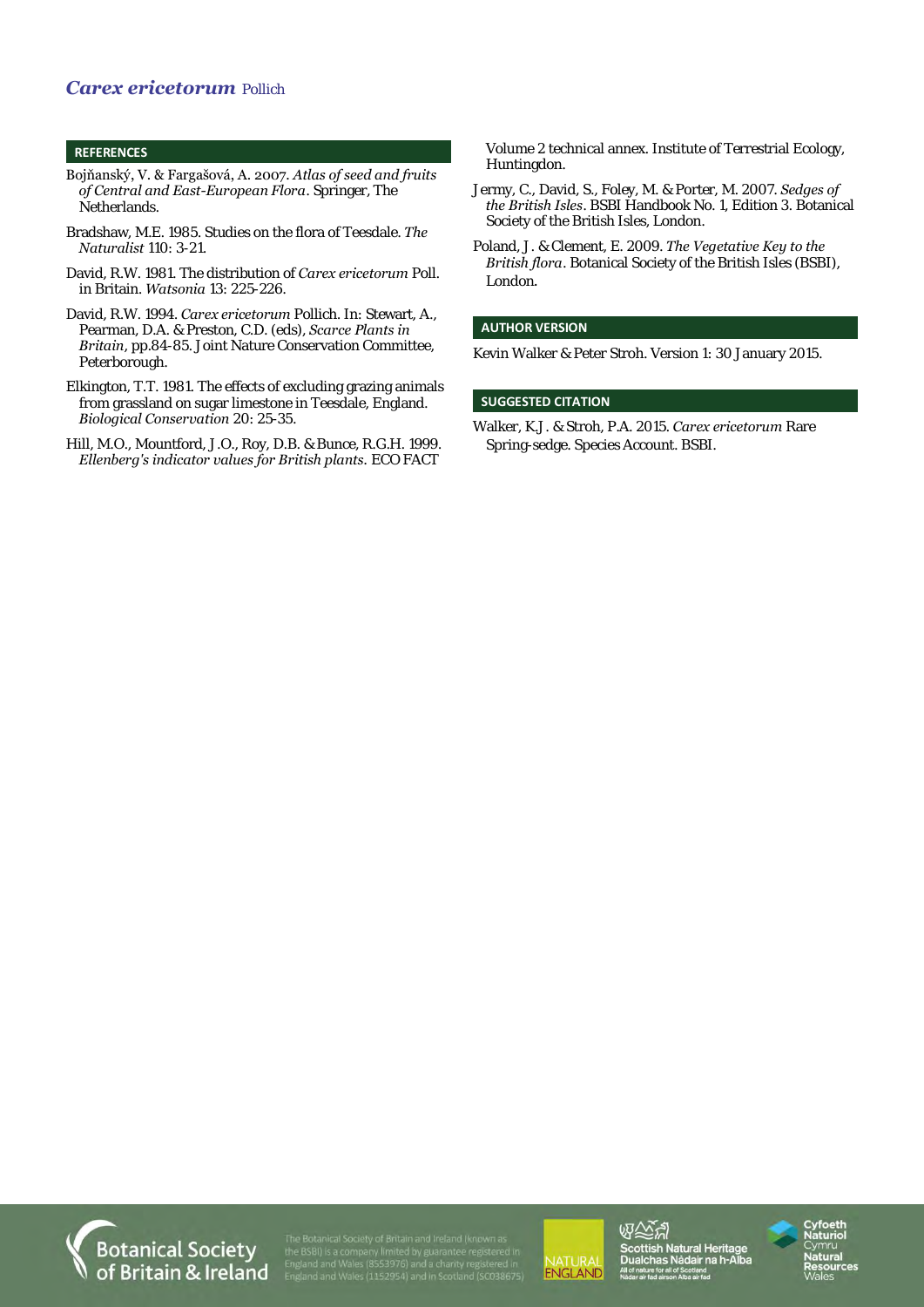## REFERENCES

Bojňanský, V. & Fargašová, A. 2007. *Atlas of seed and fruits of Central and East-European Flora*. Springer, The Netherlands.

Bradshaw, M.E. 1985. Studies on the flora of Teesdale. *The Naturalist* 110: 3-21.

David, R.W. 1981. The distribution of *Carex ericetorum* Poll. in Britain. *Watsonia* 13: 225-226.

David, R.W. 1994. *Carex ericetorum* Pollich. In: Stewart, A., Pearman, D.A. & Preston, C.D. (eds), *Scarce Plants in Britain*, pp.84-85. Joint Nature Conservation Committee, Peterborough.

Elkington, T.T. 1981. The effects of excluding grazing animals from grassland on sugar limestone in Teesdale, England. *Biological Conservation* 20: 25-35.

Hill, M.O., Mountford, J.O., Roy, D.B. & Bunce, R.G.H. 1999. *Ellenberg's indicator values for British plants*. ECOFACT Volume 2 technical annex. Institute of Terrestrial Ecology, Huntingdon.

Jermy, C., David, S., Foley, M. & Porter, M. 2007. *Sedges of the British Isles*. BSBI Handbook No. 1, Edition 3. Botanical Society of the British Isles, London.

Poland, J. & Clement, E. 2009. *The Vegetative Key to the British flora*. Botanical Society of the British Isles (BSBI), London.

## AUTHOR VERSION

Kevin Walker & Peter Stroh. Version 1: 30 January 2015.

## SUGGESTED CITATION

Walker, K.J. & Stroh, P.A. 2015. *Carex ericetorum* Rare Spring-sedge. Species Account. BSBI.

The Botanical Society of Britain and Ireland (known as the BSBI) is a company limited by guarantee registered in England and Wales (8553976) and a charity registered in England and Wales (1152954) and in Scotland (SC038675)